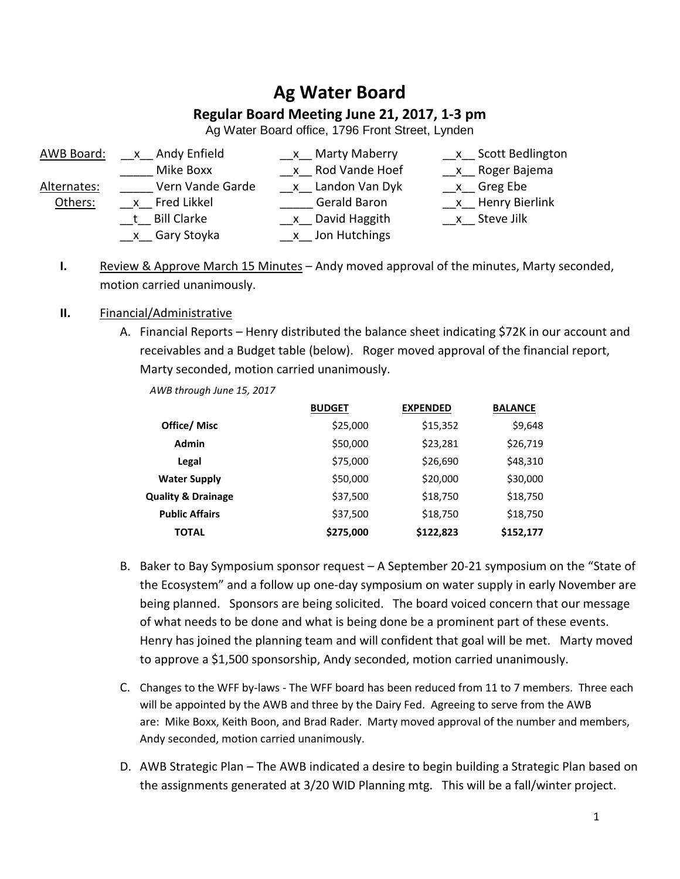# Ag Water Board

## Regular Board Meeting June 21, 2017, 1-3 pm

Ag Water Board office, 1796 Front Street, Lynden

| | | | |
|---|---|---|---|
| AWB Board: | __x__ Andy Enfield | __x__ Marty Maberry | __x__ Scott Bedlington |
| | _____ Mike Boxx | __x__ Rod Vande Hoef | __x__ Roger Bajema |
| Alternates: | _____ Vern Vande Garde | __x__ Landon Van Dyk | __x__ Greg Ebe |
| Others: | __x__ Fred Likkel | _____ Gerald Baron | __x__ Henry Bierlink |
| | __t__ Bill Clarke | __x__ David Haggith | __x__ Steve Jilk |
| | __x__ Gary Stoyka | __x__ Jon Hutchings | |

**I.** Review & Approve March 15 Minutes – Andy moved approval of the minutes, Marty seconded, motion carried unanimously.

**II.** Financial/Administrative

A. Financial Reports – Henry distributed the balance sheet indicating $72K in our account and receivables and a Budget table (below). Roger moved approval of the financial report, Marty seconded, motion carried unanimously.

*AWB through June 15, 2017*

| | BUDGET | EXPENDED | BALANCE |
|---|---|---|---|
| **Office/ Misc** | $25,000 | $15,352 | $9,648 |
| **Admin** | $50,000 | $23,281 | $26,719 |
| **Legal** | $75,000 | $26,690 | $48,310 |
| **Water Supply** | $50,000 | $20,000 | $30,000 |
| **Quality & Drainage** | $37,500 | $18,750 | $18,750 |
| **Public Affairs** | $37,500 | $18,750 | $18,750 |
| **TOTAL** | **$275,000** | **$122,823** | **$152,177** |

B. Baker to Bay Symposium sponsor request – A September 20-21 symposium on the "State of the Ecosystem" and a follow up one-day symposium on water supply in early November are being planned. Sponsors are being solicited. The board voiced concern that our message of what needs to be done and what is being done be a prominent part of these events. Henry has joined the planning team and will confident that goal will be met. Marty moved to approve a $1,500 sponsorship, Andy seconded, motion carried unanimously.

C. Changes to the WFF by-laws - The WFF board has been reduced from 11 to 7 members. Three each will be appointed by the AWB and three by the Dairy Fed. Agreeing to serve from the AWB are: Mike Boxx, Keith Boon, and Brad Rader. Marty moved approval of the number and members, Andy seconded, motion carried unanimously.

D. AWB Strategic Plan – The AWB indicated a desire to begin building a Strategic Plan based on the assignments generated at 3/20 WID Planning mtg. This will be a fall/winter project.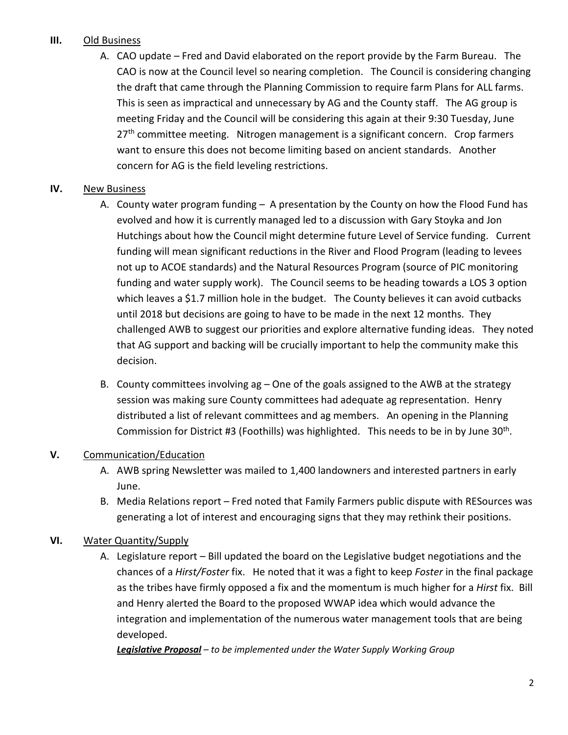## III. Old Business

A. CAO update – Fred and David elaborated on the report provide by the Farm Bureau. The CAO is now at the Council level so nearing completion. The Council is considering changing the draft that came through the Planning Commission to require farm Plans for ALL farms. This is seen as impractical and unnecessary by AG and the County staff. The AG group is meeting Friday and the Council will be considering this again at their 9:30 Tuesday, June 27th committee meeting. Nitrogen management is a significant concern. Crop farmers want to ensure this does not become limiting based on ancient standards. Another concern for AG is the field leveling restrictions.

## IV. New Business

A. County water program funding – A presentation by the County on how the Flood Fund has evolved and how it is currently managed led to a discussion with Gary Stoyka and Jon Hutchings about how the Council might determine future Level of Service funding. Current funding will mean significant reductions in the River and Flood Program (leading to levees not up to ACOE standards) and the Natural Resources Program (source of PIC monitoring funding and water supply work). The Council seems to be heading towards a LOS 3 option which leaves a $1.7 million hole in the budget. The County believes it can avoid cutbacks until 2018 but decisions are going to have to be made in the next 12 months. They challenged AWB to suggest our priorities and explore alternative funding ideas. They noted that AG support and backing will be crucially important to help the community make this decision.

B. County committees involving ag – One of the goals assigned to the AWB at the strategy session was making sure County committees had adequate ag representation. Henry distributed a list of relevant committees and ag members. An opening in the Planning Commission for District #3 (Foothills) was highlighted. This needs to be in by June 30th.

## V. Communication/Education

A. AWB spring Newsletter was mailed to 1,400 landowners and interested partners in early June.

B. Media Relations report – Fred noted that Family Farmers public dispute with RESources was generating a lot of interest and encouraging signs that they may rethink their positions.

## VI. Water Quantity/Supply

A. Legislature report – Bill updated the board on the Legislative budget negotiations and the chances of a *Hirst/Foster* fix. He noted that it was a fight to keep *Foster* in the final package as the tribes have firmly opposed a fix and the momentum is much higher for a *Hirst* fix. Bill and Henry alerted the Board to the proposed WWAP idea which would advance the integration and implementation of the numerous water management tools that are being developed.

***Legislative Proposal*** – *to be implemented under the Water Supply Working Group*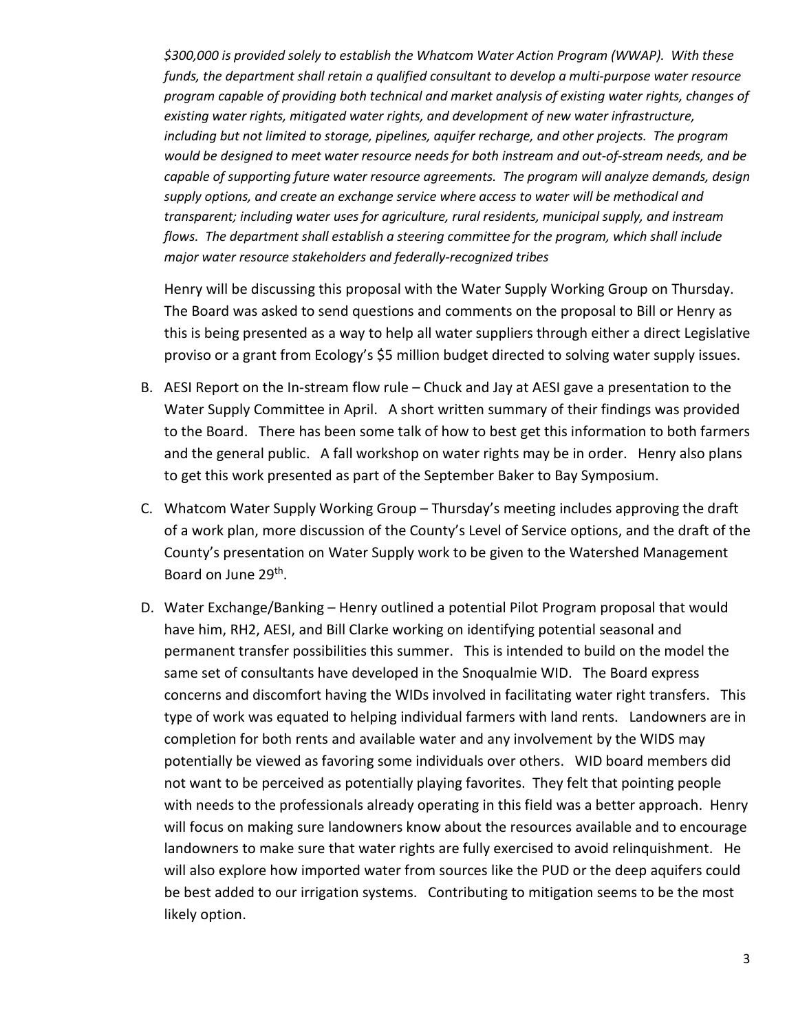*$300,000 is provided solely to establish the Whatcom Water Action Program (WWAP). With these funds, the department shall retain a qualified consultant to develop a multi-purpose water resource program capable of providing both technical and market analysis of existing water rights, changes of existing water rights, mitigated water rights, and development of new water infrastructure, including but not limited to storage, pipelines, aquifer recharge, and other projects. The program would be designed to meet water resource needs for both instream and out-of-stream needs, and be capable of supporting future water resource agreements. The program will analyze demands, design supply options, and create an exchange service where access to water will be methodical and transparent; including water uses for agriculture, rural residents, municipal supply, and instream flows. The department shall establish a steering committee for the program, which shall include major water resource stakeholders and federally-recognized tribes*

Henry will be discussing this proposal with the Water Supply Working Group on Thursday. The Board was asked to send questions and comments on the proposal to Bill or Henry as this is being presented as a way to help all water suppliers through either a direct Legislative proviso or a grant from Ecology's $5 million budget directed to solving water supply issues.

B. AESI Report on the In-stream flow rule – Chuck and Jay at AESI gave a presentation to the Water Supply Committee in April. A short written summary of their findings was provided to the Board. There has been some talk of how to best get this information to both farmers and the general public. A fall workshop on water rights may be in order. Henry also plans to get this work presented as part of the September Baker to Bay Symposium.

C. Whatcom Water Supply Working Group – Thursday's meeting includes approving the draft of a work plan, more discussion of the County's Level of Service options, and the draft of the County's presentation on Water Supply work to be given to the Watershed Management Board on June 29th.

D. Water Exchange/Banking – Henry outlined a potential Pilot Program proposal that would have him, RH2, AESI, and Bill Clarke working on identifying potential seasonal and permanent transfer possibilities this summer. This is intended to build on the model the same set of consultants have developed in the Snoqualmie WID. The Board express concerns and discomfort having the WIDs involved in facilitating water right transfers. This type of work was equated to helping individual farmers with land rents. Landowners are in completion for both rents and available water and any involvement by the WIDS may potentially be viewed as favoring some individuals over others. WID board members did not want to be perceived as potentially playing favorites. They felt that pointing people with needs to the professionals already operating in this field was a better approach. Henry will focus on making sure landowners know about the resources available and to encourage landowners to make sure that water rights are fully exercised to avoid relinquishment. He will also explore how imported water from sources like the PUD or the deep aquifers could be best added to our irrigation systems. Contributing to mitigation seems to be the most likely option.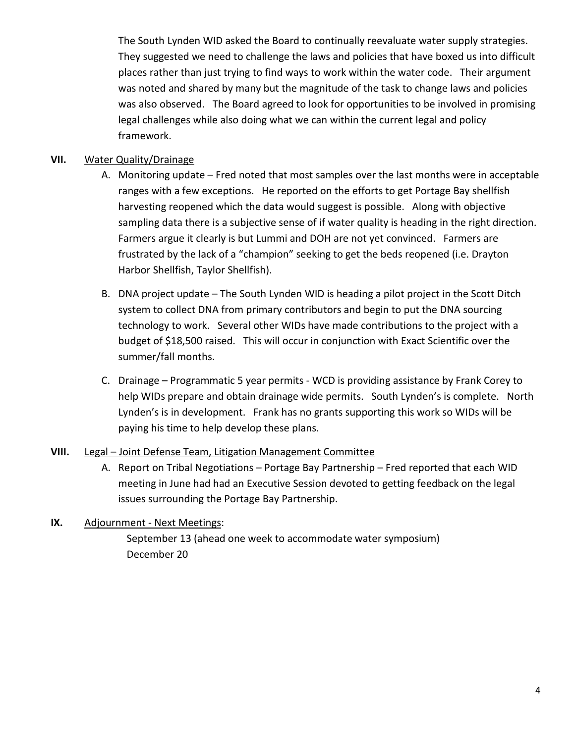The South Lynden WID asked the Board to continually reevaluate water supply strategies. They suggested we need to challenge the laws and policies that have boxed us into difficult places rather than just trying to find ways to work within the water code. Their argument was noted and shared by many but the magnitude of the task to change laws and policies was also observed. The Board agreed to look for opportunities to be involved in promising legal challenges while also doing what we can within the current legal and policy framework.

**VII.** Water Quality/Drainage

A. Monitoring update – Fred noted that most samples over the last months were in acceptable ranges with a few exceptions. He reported on the efforts to get Portage Bay shellfish harvesting reopened which the data would suggest is possible. Along with objective sampling data there is a subjective sense of if water quality is heading in the right direction. Farmers argue it clearly is but Lummi and DOH are not yet convinced. Farmers are frustrated by the lack of a "champion" seeking to get the beds reopened (i.e. Drayton Harbor Shellfish, Taylor Shellfish).

B. DNA project update – The South Lynden WID is heading a pilot project in the Scott Ditch system to collect DNA from primary contributors and begin to put the DNA sourcing technology to work. Several other WIDs have made contributions to the project with a budget of $18,500 raised. This will occur in conjunction with Exact Scientific over the summer/fall months.

C. Drainage – Programmatic 5 year permits - WCD is providing assistance by Frank Corey to help WIDs prepare and obtain drainage wide permits. South Lynden's is complete. North Lynden's is in development. Frank has no grants supporting this work so WIDs will be paying his time to help develop these plans.

**VIII.** Legal – Joint Defense Team, Litigation Management Committee

A. Report on Tribal Negotiations – Portage Bay Partnership – Fred reported that each WID meeting in June had had an Executive Session devoted to getting feedback on the legal issues surrounding the Portage Bay Partnership.

**IX.** Adjournment - Next Meetings:

September 13 (ahead one week to accommodate water symposium)
December 20